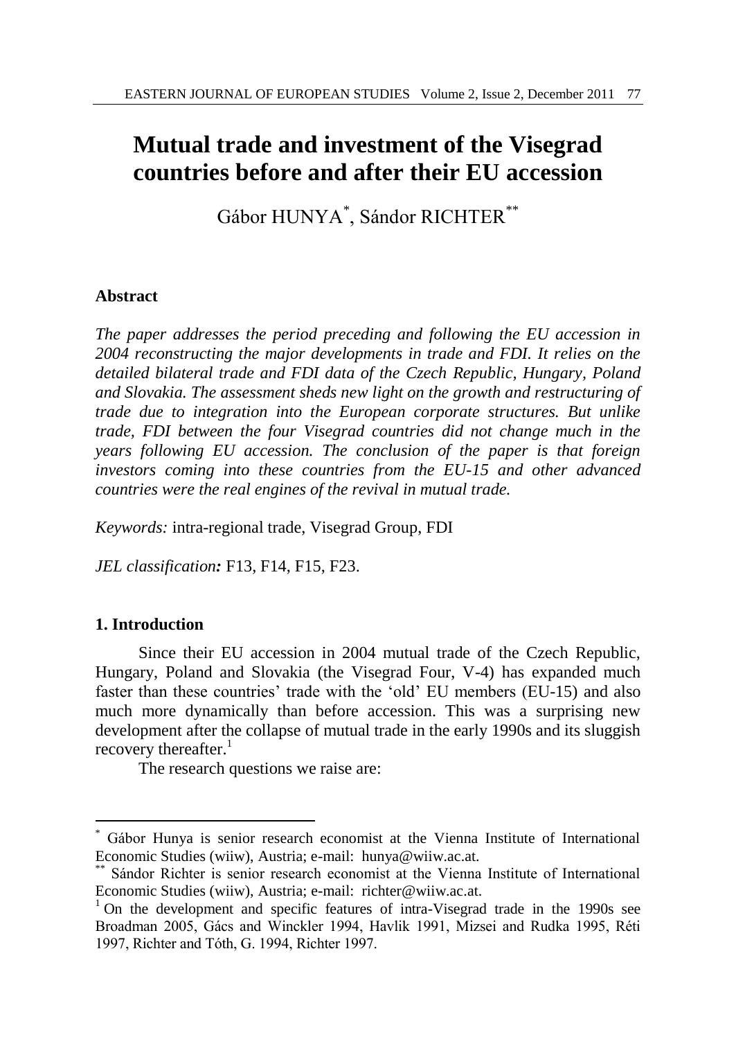# Mutual trade and investment of the Visegrad countries before and after their EU accession

Gábor HUNYA[*], Sándor RICHTER[**]

### Abstract

*The paper addresses the period preceding and following the EU accession in 2004 reconstructing the major developments in trade and FDI. It relies on the detailed bilateral trade and FDI data of the Czech Republic, Hungary, Poland and Slovakia. The assessment sheds new light on the growth and restructuring of trade due to integration into the European corporate structures. But unlike trade, FDI between the four Visegrad countries did not change much in the years following EU accession. The conclusion of the paper is that foreign investors coming into these countries from the EU-15 and other advanced countries were the real engines of the revival in mutual trade.*

*Keywords:* intra-regional trade, Visegrad Group, FDI

*JEL classification:* F13, F14, F15, F23.

### 1. Introduction

Since their EU accession in 2004 mutual trade of the Czech Republic, Hungary, Poland and Slovakia (the Visegrad Four, V-4) has expanded much faster than these countries' trade with the 'old' EU members (EU-15) and also much more dynamically than before accession. This was a surprising new development after the collapse of mutual trade in the early 1990s and its sluggish recovery thereafter.[1]

The research questions we raise are:

---

[*] Gábor Hunya is senior research economist at the Vienna Institute of International Economic Studies (wiiw), Austria; e-mail: hunya@wiiw.ac.at.

[**] Sándor Richter is senior research economist at the Vienna Institute of International Economic Studies (wiiw), Austria; e-mail: richter@wiiw.ac.at.

[1] On the development and specific features of intra-Visegrad trade in the 1990s see Broadman 2005, Gács and Winckler 1994, Havlik 1991, Mizsei and Rudka 1995, Réti 1997, Richter and Tóth, G. 1994, Richter 1997.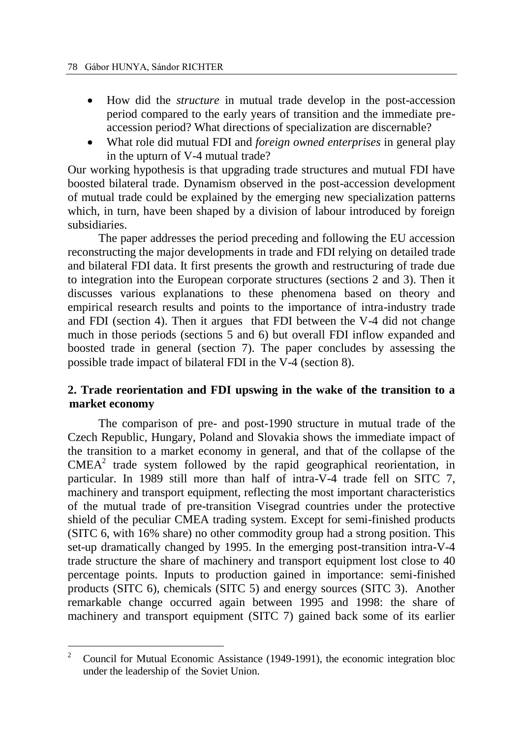- How did the *structure* in mutual trade develop in the post-accession period compared to the early years of transition and the immediate pre-accession period? What directions of specialization are discernable?
- What role did mutual FDI and *foreign owned enterprises* in general play in the upturn of V-4 mutual trade?

Our working hypothesis is that upgrading trade structures and mutual FDI have boosted bilateral trade. Dynamism observed in the post-accession development of mutual trade could be explained by the emerging new specialization patterns which, in turn, have been shaped by a division of labour introduced by foreign subsidiaries.

The paper addresses the period preceding and following the EU accession reconstructing the major developments in trade and FDI relying on detailed trade and bilateral FDI data. It first presents the growth and restructuring of trade due to integration into the European corporate structures (sections 2 and 3). Then it discusses various explanations to these phenomena based on theory and empirical research results and points to the importance of intra-industry trade and FDI (section 4). Then it argues that FDI between the V-4 did not change much in those periods (sections 5 and 6) but overall FDI inflow expanded and boosted trade in general (section 7). The paper concludes by assessing the possible trade impact of bilateral FDI in the V-4 (section 8).

## 2. Trade reorientation and FDI upswing in the wake of the transition to a market economy

The comparison of pre- and post-1990 structure in mutual trade of the Czech Republic, Hungary, Poland and Slovakia shows the immediate impact of the transition to a market economy in general, and that of the collapse of the CMEA[2] trade system followed by the rapid geographical reorientation, in particular. In 1989 still more than half of intra-V-4 trade fell on SITC 7, machinery and transport equipment, reflecting the most important characteristics of the mutual trade of pre-transition Visegrad countries under the protective shield of the peculiar CMEA trading system. Except for semi-finished products (SITC 6, with 16% share) no other commodity group had a strong position. This set-up dramatically changed by 1995. In the emerging post-transition intra-V-4 trade structure the share of machinery and transport equipment lost close to 40 percentage points. Inputs to production gained in importance: semi-finished products (SITC 6), chemicals (SITC 5) and energy sources (SITC 3). Another remarkable change occurred again between 1995 and 1998: the share of machinery and transport equipment (SITC 7) gained back some of its earlier

[2] Council for Mutual Economic Assistance (1949-1991), the economic integration bloc under the leadership of the Soviet Union.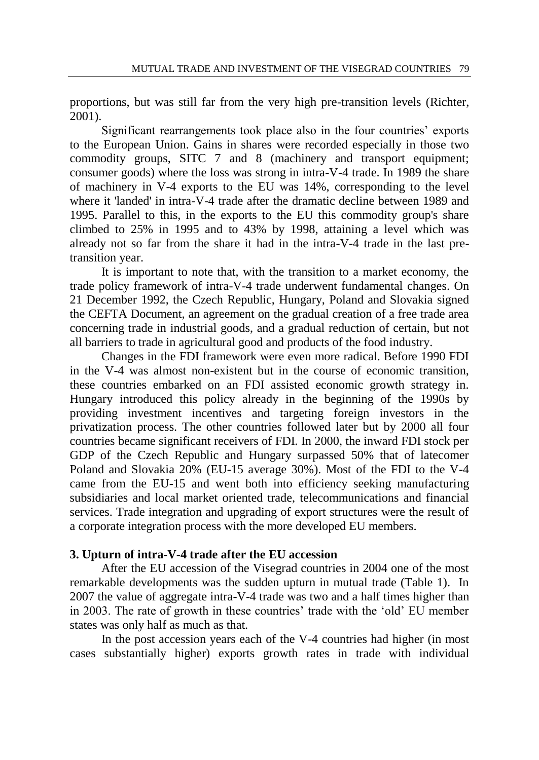proportions, but was still far from the very high pre-transition levels (Richter, 2001).

Significant rearrangements took place also in the four countries' exports to the European Union. Gains in shares were recorded especially in those two commodity groups, SITC 7 and 8 (machinery and transport equipment; consumer goods) where the loss was strong in intra-V-4 trade. In 1989 the share of machinery in V-4 exports to the EU was 14%, corresponding to the level where it 'landed' in intra-V-4 trade after the dramatic decline between 1989 and 1995. Parallel to this, in the exports to the EU this commodity group's share climbed to 25% in 1995 and to 43% by 1998, attaining a level which was already not so far from the share it had in the intra-V-4 trade in the last pre-transition year.

It is important to note that, with the transition to a market economy, the trade policy framework of intra-V-4 trade underwent fundamental changes. On 21 December 1992, the Czech Republic, Hungary, Poland and Slovakia signed the CEFTA Document, an agreement on the gradual creation of a free trade area concerning trade in industrial goods, and a gradual reduction of certain, but not all barriers to trade in agricultural good and products of the food industry.

Changes in the FDI framework were even more radical. Before 1990 FDI in the V-4 was almost non-existent but in the course of economic transition, these countries embarked on an FDI assisted economic growth strategy in. Hungary introduced this policy already in the beginning of the 1990s by providing investment incentives and targeting foreign investors in the privatization process. The other countries followed later but by 2000 all four countries became significant receivers of FDI. In 2000, the inward FDI stock per GDP of the Czech Republic and Hungary surpassed 50% that of latecomer Poland and Slovakia 20% (EU-15 average 30%). Most of the FDI to the V-4 came from the EU-15 and went both into efficiency seeking manufacturing subsidiaries and local market oriented trade, telecommunications and financial services. Trade integration and upgrading of export structures were the result of a corporate integration process with the more developed EU members.

## 3. Upturn of intra-V-4 trade after the EU accession

After the EU accession of the Visegrad countries in 2004 one of the most remarkable developments was the sudden upturn in mutual trade (Table 1). In 2007 the value of aggregate intra-V-4 trade was two and a half times higher than in 2003. The rate of growth in these countries' trade with the 'old' EU member states was only half as much as that.

In the post accession years each of the V-4 countries had higher (in most cases substantially higher) exports growth rates in trade with individual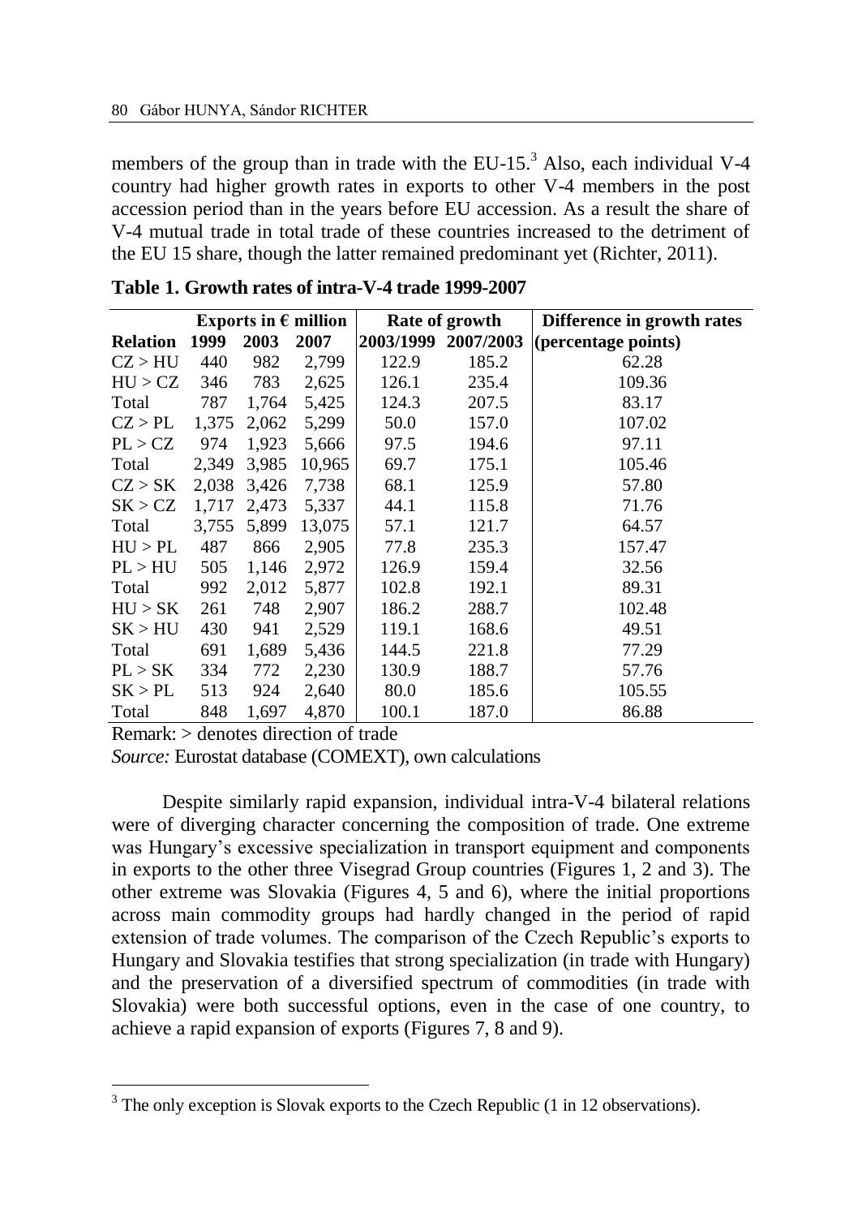members of the group than in trade with the EU-15.[3] Also, each individual V-4 country had higher growth rates in exports to other V-4 members in the post accession period than in the years before EU accession. As a result the share of V-4 mutual trade in total trade of these countries increased to the detriment of the EU 15 share, though the latter remained predominant yet (Richter, 2011).

**Table 1. Growth rates of intra-V-4 trade 1999-2007**

| | Exports in € million | | | Rate of growth | | Difference in growth rates |
|---|---|---|---|---|---|---|
| **Relation** | **1999** | **2003** | **2007** | **2003/1999** | **2007/2003** | **(percentage points)** |
| CZ > HU | 440 | 982 | 2,799 | 122.9 | 185.2 | 62.28 |
| HU > CZ | 346 | 783 | 2,625 | 126.1 | 235.4 | 109.36 |
| Total | 787 | 1,764 | 5,425 | 124.3 | 207.5 | 83.17 |
| CZ > PL | 1,375 | 2,062 | 5,299 | 50.0 | 157.0 | 107.02 |
| PL > CZ | 974 | 1,923 | 5,666 | 97.5 | 194.6 | 97.11 |
| Total | 2,349 | 3,985 | 10,965 | 69.7 | 175.1 | 105.46 |
| CZ > SK | 2,038 | 3,426 | 7,738 | 68.1 | 125.9 | 57.80 |
| SK > CZ | 1,717 | 2,473 | 5,337 | 44.1 | 115.8 | 71.76 |
| Total | 3,755 | 5,899 | 13,075 | 57.1 | 121.7 | 64.57 |
| HU > PL | 487 | 866 | 2,905 | 77.8 | 235.3 | 157.47 |
| PL > HU | 505 | 1,146 | 2,972 | 126.9 | 159.4 | 32.56 |
| Total | 992 | 2,012 | 5,877 | 102.8 | 192.1 | 89.31 |
| HU > SK | 261 | 748 | 2,907 | 186.2 | 288.7 | 102.48 |
| SK > HU | 430 | 941 | 2,529 | 119.1 | 168.6 | 49.51 |
| Total | 691 | 1,689 | 5,436 | 144.5 | 221.8 | 77.29 |
| PL > SK | 334 | 772 | 2,230 | 130.9 | 188.7 | 57.76 |
| SK > PL | 513 | 924 | 2,640 | 80.0 | 185.6 | 105.55 |
| Total | 848 | 1,697 | 4,870 | 100.1 | 187.0 | 86.88 |

Remark: > denotes direction of trade

*Source:* Eurostat database (COMEXT), own calculations

Despite similarly rapid expansion, individual intra-V-4 bilateral relations were of diverging character concerning the composition of trade. One extreme was Hungary's excessive specialization in transport equipment and components in exports to the other three Visegrad Group countries (Figures 1, 2 and 3). The other extreme was Slovakia (Figures 4, 5 and 6), where the initial proportions across main commodity groups had hardly changed in the period of rapid extension of trade volumes. The comparison of the Czech Republic's exports to Hungary and Slovakia testifies that strong specialization (in trade with Hungary) and the preservation of a diversified spectrum of commodities (in trade with Slovakia) were both successful options, even in the case of one country, to achieve a rapid expansion of exports (Figures 7, 8 and 9).

[3] The only exception is Slovak exports to the Czech Republic (1 in 12 observations).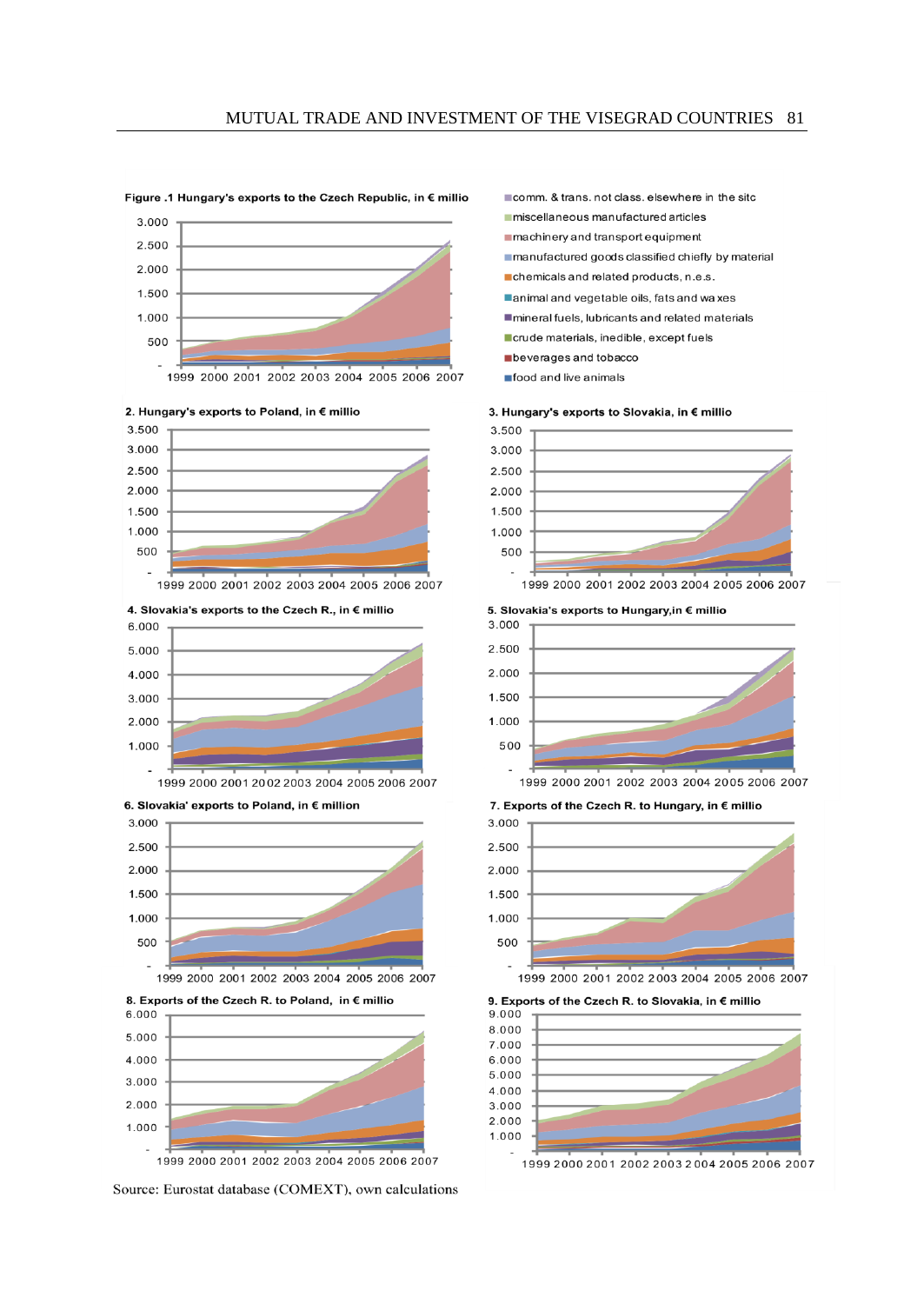Figure .1 Hungary's exports to the Czech Republic, in € millio

3.000
2.500
2.000
1.500
1.000
500
-
1999 2000 2001 2002 2003 2004 2005 2006 2007

- comm. & trans. not class. elsewhere in the sitc
- miscellaneous manufactured articles
- machinery and transport equipment
- manufactured goods classified chiefly by material
- chemicals and related products, n.e.s.
- animal and vegetable oils, fats and waxes
- mineral fuels, lubricants and related materials
- crude materials, inedible, except fuels
- beverages and tobacco
- food and live animals

2. Hungary's exports to Poland, in € millio

3. Hungary's exports to Slovakia, in € millio

4. Slovakia's exports to the Czech R., in € millio

5. Slovakia's exports to Hungary,in € millio

6. Slovakia' exports to Poland, in € million

7. Exports of the Czech R. to Hungary, in € millio

8. Exports of the Czech R. to Poland, in € millio

9. Exports of the Czech R. to Slovakia, in € millio

Source: Eurostat database (COMEXT), own calculations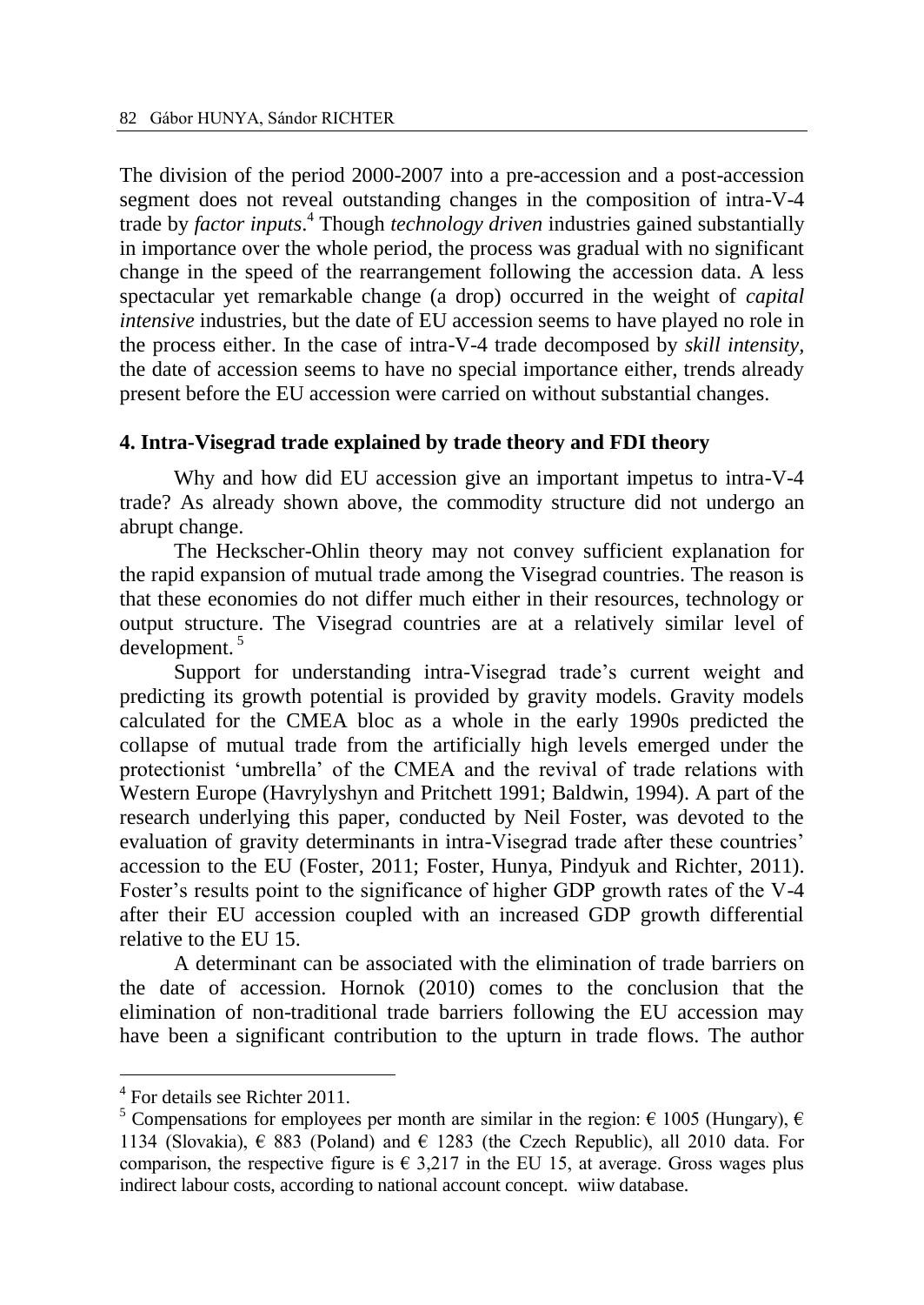The division of the period 2000-2007 into a pre-accession and a post-accession segment does not reveal outstanding changes in the composition of intra-V-4 trade by *factor inputs*.[4] Though *technology driven* industries gained substantially in importance over the whole period, the process was gradual with no significant change in the speed of the rearrangement following the accession data. A less spectacular yet remarkable change (a drop) occurred in the weight of *capital intensive* industries, but the date of EU accession seems to have played no role in the process either. In the case of intra-V-4 trade decomposed by *skill intensity*, the date of accession seems to have no special importance either, trends already present before the EU accession were carried on without substantial changes.

## 4. Intra-Visegrad trade explained by trade theory and FDI theory

Why and how did EU accession give an important impetus to intra-V-4 trade? As already shown above, the commodity structure did not undergo an abrupt change.

The Heckscher-Ohlin theory may not convey sufficient explanation for the rapid expansion of mutual trade among the Visegrad countries. The reason is that these economies do not differ much either in their resources, technology or output structure. The Visegrad countries are at a relatively similar level of development.[5]

Support for understanding intra-Visegrad trade's current weight and predicting its growth potential is provided by gravity models. Gravity models calculated for the CMEA bloc as a whole in the early 1990s predicted the collapse of mutual trade from the artificially high levels emerged under the protectionist 'umbrella' of the CMEA and the revival of trade relations with Western Europe (Havrylyshyn and Pritchett 1991; Baldwin, 1994). A part of the research underlying this paper, conducted by Neil Foster, was devoted to the evaluation of gravity determinants in intra-Visegrad trade after these countries' accession to the EU (Foster, 2011; Foster, Hunya, Pindyuk and Richter, 2011). Foster's results point to the significance of higher GDP growth rates of the V-4 after their EU accession coupled with an increased GDP growth differential relative to the EU 15.

A determinant can be associated with the elimination of trade barriers on the date of accession. Hornok (2010) comes to the conclusion that the elimination of non-traditional trade barriers following the EU accession may have been a significant contribution to the upturn in trade flows. The author

---

[4] For details see Richter 2011.

[5] Compensations for employees per month are similar in the region: € 1005 (Hungary), € 1134 (Slovakia), € 883 (Poland) and € 1283 (the Czech Republic), all 2010 data. For comparison, the respective figure is € 3,217 in the EU 15, at average. Gross wages plus indirect labour costs, according to national account concept. wiiw database.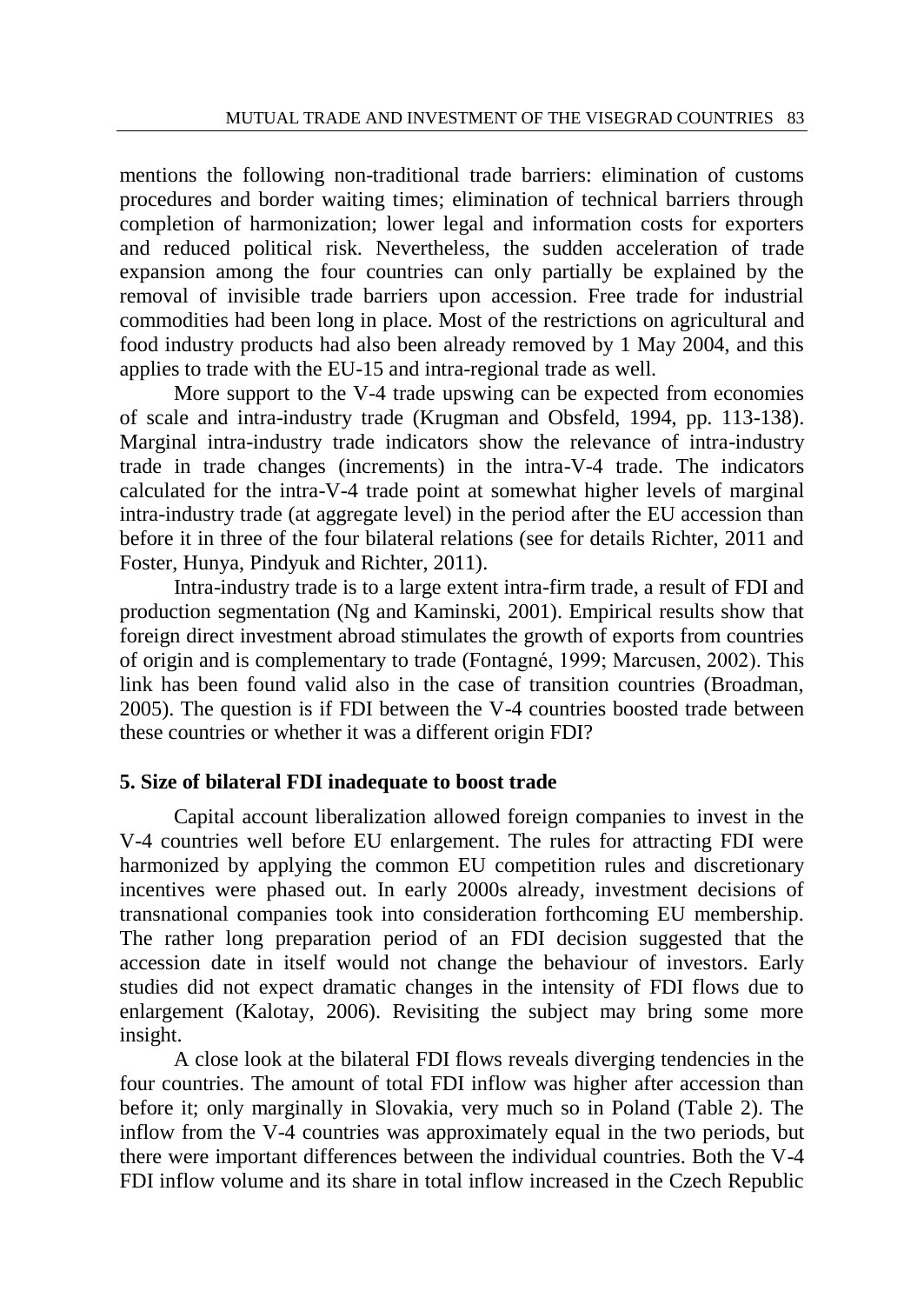mentions the following non-traditional trade barriers: elimination of customs procedures and border waiting times; elimination of technical barriers through completion of harmonization; lower legal and information costs for exporters and reduced political risk. Nevertheless, the sudden acceleration of trade expansion among the four countries can only partially be explained by the removal of invisible trade barriers upon accession. Free trade for industrial commodities had been long in place. Most of the restrictions on agricultural and food industry products had also been already removed by 1 May 2004, and this applies to trade with the EU-15 and intra-regional trade as well.

More support to the V-4 trade upswing can be expected from economies of scale and intra-industry trade (Krugman and Obsfeld, 1994, pp. 113-138). Marginal intra-industry trade indicators show the relevance of intra-industry trade in trade changes (increments) in the intra-V-4 trade. The indicators calculated for the intra-V-4 trade point at somewhat higher levels of marginal intra-industry trade (at aggregate level) in the period after the EU accession than before it in three of the four bilateral relations (see for details Richter, 2011 and Foster, Hunya, Pindyuk and Richter, 2011).

Intra-industry trade is to a large extent intra-firm trade, a result of FDI and production segmentation (Ng and Kaminski, 2001). Empirical results show that foreign direct investment abroad stimulates the growth of exports from countries of origin and is complementary to trade (Fontagné, 1999; Marcusen, 2002). This link has been found valid also in the case of transition countries (Broadman, 2005). The question is if FDI between the V-4 countries boosted trade between these countries or whether it was a different origin FDI?

## 5. Size of bilateral FDI inadequate to boost trade

Capital account liberalization allowed foreign companies to invest in the V-4 countries well before EU enlargement. The rules for attracting FDI were harmonized by applying the common EU competition rules and discretionary incentives were phased out. In early 2000s already, investment decisions of transnational companies took into consideration forthcoming EU membership. The rather long preparation period of an FDI decision suggested that the accession date in itself would not change the behaviour of investors. Early studies did not expect dramatic changes in the intensity of FDI flows due to enlargement (Kalotay, 2006). Revisiting the subject may bring some more insight.

A close look at the bilateral FDI flows reveals diverging tendencies in the four countries. The amount of total FDI inflow was higher after accession than before it; only marginally in Slovakia, very much so in Poland (Table 2). The inflow from the V-4 countries was approximately equal in the two periods, but there were important differences between the individual countries. Both the V-4 FDI inflow volume and its share in total inflow increased in the Czech Republic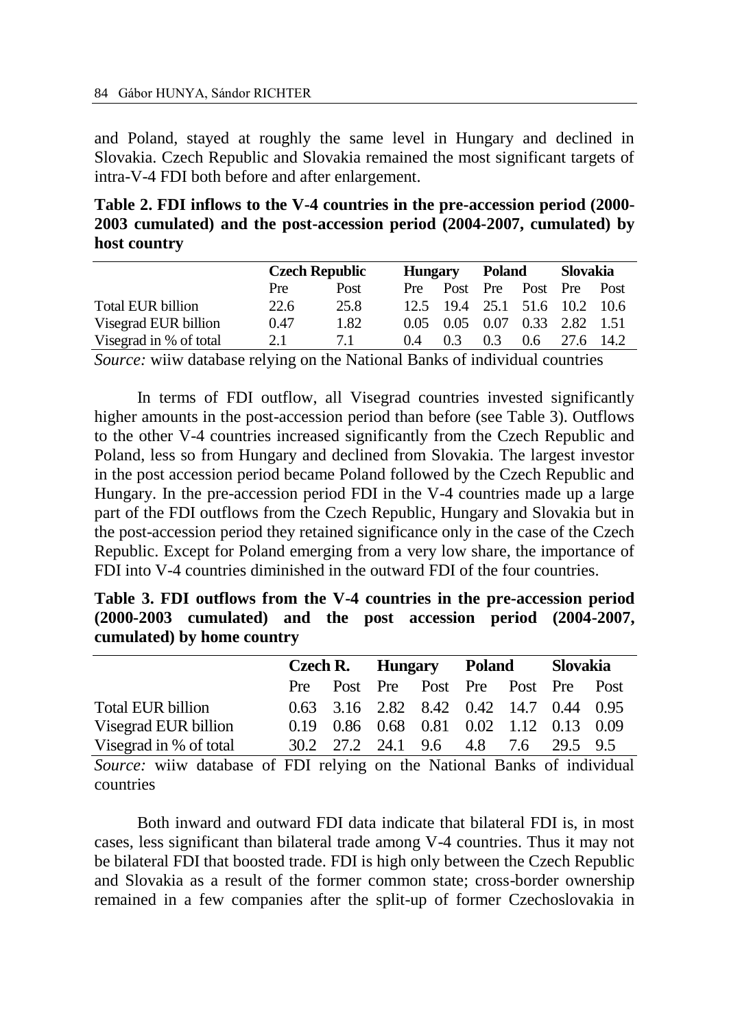and Poland, stayed at roughly the same level in Hungary and declined in Slovakia. Czech Republic and Slovakia remained the most significant targets of intra-V-4 FDI both before and after enlargement.

**Table 2. FDI inflows to the V-4 countries in the pre-accession period (2000-2003 cumulated) and the post-accession period (2004-2007, cumulated) by host country**

| | Czech Republic | | Hungary | | Poland | | Slovakia | |
|---|---|---|---|---|---|---|---|---|
| | Pre | Post | Pre | Post | Pre | Post | Pre | Post |
| Total EUR billion | 22.6 | 25.8 | 12.5 | 19.4 | 25.1 | 51.6 | 10.2 | 10.6 |
| Visegrad EUR billion | 0.47 | 1.82 | 0.05 | 0.05 | 0.07 | 0.33 | 2.82 | 1.51 |
| Visegrad in % of total | 2.1 | 7.1 | 0.4 | 0.3 | 0.3 | 0.6 | 27.6 | 14.2 |

*Source:* wiiw database relying on the National Banks of individual countries

In terms of FDI outflow, all Visegrad countries invested significantly higher amounts in the post-accession period than before (see Table 3). Outflows to the other V-4 countries increased significantly from the Czech Republic and Poland, less so from Hungary and declined from Slovakia. The largest investor in the post accession period became Poland followed by the Czech Republic and Hungary. In the pre-accession period FDI in the V-4 countries made up a large part of the FDI outflows from the Czech Republic, Hungary and Slovakia but in the post-accession period they retained significance only in the case of the Czech Republic. Except for Poland emerging from a very low share, the importance of FDI into V-4 countries diminished in the outward FDI of the four countries.

**Table 3. FDI outflows from the V-4 countries in the pre-accession period (2000-2003 cumulated) and the post accession period (2004-2007, cumulated) by home country**

| | Czech R. | | Hungary | | Poland | | Slovakia | |
|---|---|---|---|---|---|---|---|---|
| | Pre | Post | Pre | Post | Pre | Post | Pre | Post |
| Total EUR billion | 0.63 | 3.16 | 2.82 | 8.42 | 0.42 | 14.7 | 0.44 | 0.95 |
| Visegrad EUR billion | 0.19 | 0.86 | 0.68 | 0.81 | 0.02 | 1.12 | 0.13 | 0.09 |
| Visegrad in % of total | 30.2 | 27.2 | 24.1 | 9.6 | 4.8 | 7.6 | 29.5 | 9.5 |

*Source:* wiiw database of FDI relying on the National Banks of individual countries

Both inward and outward FDI data indicate that bilateral FDI is, in most cases, less significant than bilateral trade among V-4 countries. Thus it may not be bilateral FDI that boosted trade. FDI is high only between the Czech Republic and Slovakia as a result of the former common state; cross-border ownership remained in a few companies after the split-up of former Czechoslovakia in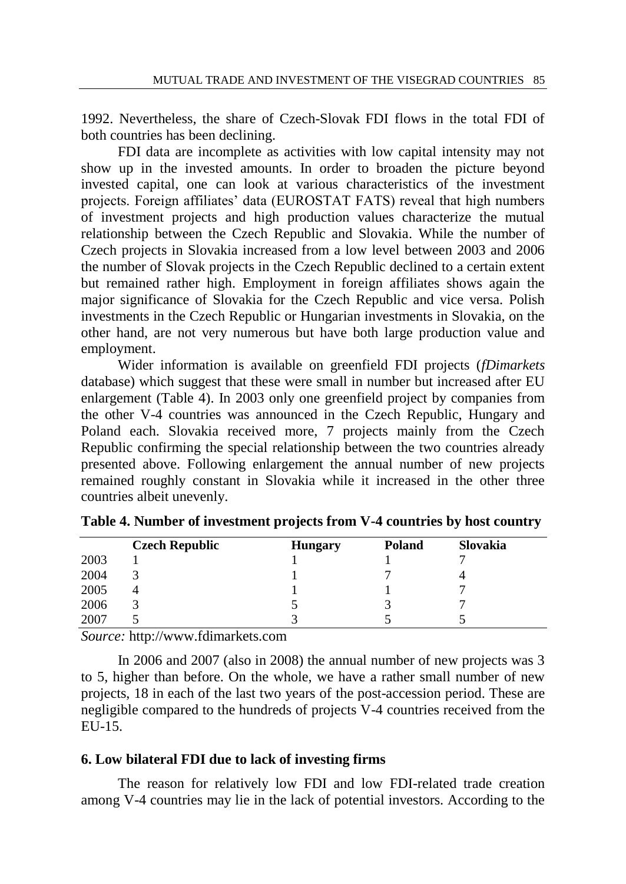1992. Nevertheless, the share of Czech-Slovak FDI flows in the total FDI of both countries has been declining.

FDI data are incomplete as activities with low capital intensity may not show up in the invested amounts. In order to broaden the picture beyond invested capital, one can look at various characteristics of the investment projects. Foreign affiliates' data (EUROSTAT FATS) reveal that high numbers of investment projects and high production values characterize the mutual relationship between the Czech Republic and Slovakia. While the number of Czech projects in Slovakia increased from a low level between 2003 and 2006 the number of Slovak projects in the Czech Republic declined to a certain extent but remained rather high. Employment in foreign affiliates shows again the major significance of Slovakia for the Czech Republic and vice versa. Polish investments in the Czech Republic or Hungarian investments in Slovakia, on the other hand, are not very numerous but have both large production value and employment.

Wider information is available on greenfield FDI projects (*fDimarkets* database) which suggest that these were small in number but increased after EU enlargement (Table 4). In 2003 only one greenfield project by companies from the other V-4 countries was announced in the Czech Republic, Hungary and Poland each. Slovakia received more, 7 projects mainly from the Czech Republic confirming the special relationship between the two countries already presented above. Following enlargement the annual number of new projects remained roughly constant in Slovakia while it increased in the other three countries albeit unevenly.

**Table 4. Number of investment projects from V-4 countries by host country**

| | Czech Republic | Hungary | Poland | Slovakia |
|---|---|---|---|---|
| 2003 | 1 | 1 | 1 | 7 |
| 2004 | 3 | 1 | 7 | 4 |
| 2005 | 4 | 1 | 1 | 7 |
| 2006 | 3 | 5 | 3 | 7 |
| 2007 | 5 | 3 | 5 | 5 |

*Source:* http://www.fdimarkets.com

In 2006 and 2007 (also in 2008) the annual number of new projects was 3 to 5, higher than before. On the whole, we have a rather small number of new projects, 18 in each of the last two years of the post-accession period. These are negligible compared to the hundreds of projects V-4 countries received from the EU-15.

## 6. Low bilateral FDI due to lack of investing firms

The reason for relatively low FDI and low FDI-related trade creation among V-4 countries may lie in the lack of potential investors. According to the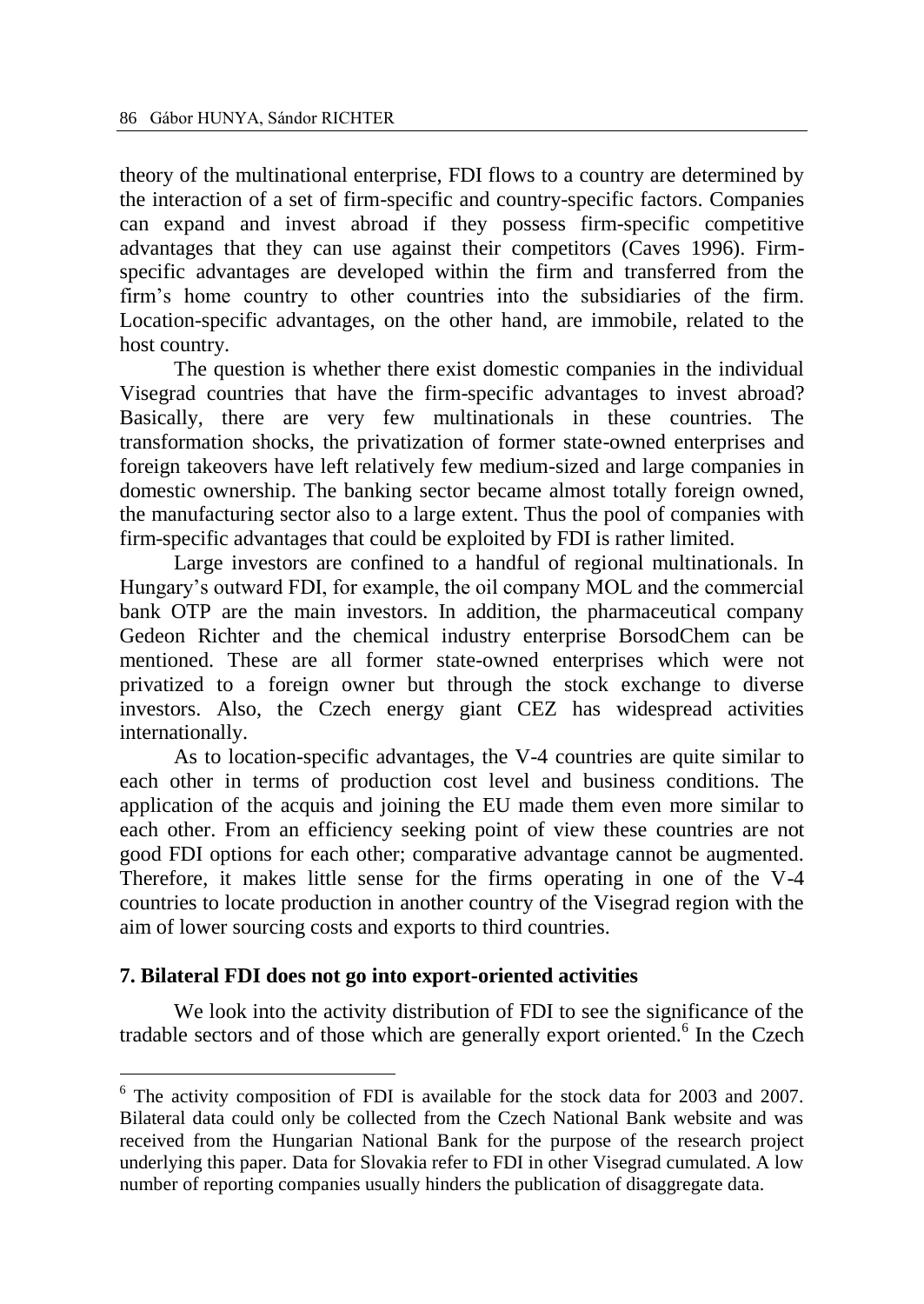theory of the multinational enterprise, FDI flows to a country are determined by the interaction of a set of firm-specific and country-specific factors. Companies can expand and invest abroad if they possess firm-specific competitive advantages that they can use against their competitors (Caves 1996). Firm-specific advantages are developed within the firm and transferred from the firm's home country to other countries into the subsidiaries of the firm. Location-specific advantages, on the other hand, are immobile, related to the host country.

The question is whether there exist domestic companies in the individual Visegrad countries that have the firm-specific advantages to invest abroad? Basically, there are very few multinationals in these countries. The transformation shocks, the privatization of former state-owned enterprises and foreign takeovers have left relatively few medium-sized and large companies in domestic ownership. The banking sector became almost totally foreign owned, the manufacturing sector also to a large extent. Thus the pool of companies with firm-specific advantages that could be exploited by FDI is rather limited.

Large investors are confined to a handful of regional multinationals. In Hungary's outward FDI, for example, the oil company MOL and the commercial bank OTP are the main investors. In addition, the pharmaceutical company Gedeon Richter and the chemical industry enterprise BorsodChem can be mentioned. These are all former state-owned enterprises which were not privatized to a foreign owner but through the stock exchange to diverse investors. Also, the Czech energy giant CEZ has widespread activities internationally.

As to location-specific advantages, the V-4 countries are quite similar to each other in terms of production cost level and business conditions. The application of the acquis and joining the EU made them even more similar to each other. From an efficiency seeking point of view these countries are not good FDI options for each other; comparative advantage cannot be augmented. Therefore, it makes little sense for the firms operating in one of the V-4 countries to locate production in another country of the Visegrad region with the aim of lower sourcing costs and exports to third countries.

## 7. Bilateral FDI does not go into export-oriented activities

We look into the activity distribution of FDI to see the significance of the tradable sectors and of those which are generally export oriented.[6] In the Czech

---

[6] The activity composition of FDI is available for the stock data for 2003 and 2007. Bilateral data could only be collected from the Czech National Bank website and was received from the Hungarian National Bank for the purpose of the research project underlying this paper. Data for Slovakia refer to FDI in other Visegrad cumulated. A low number of reporting companies usually hinders the publication of disaggregate data.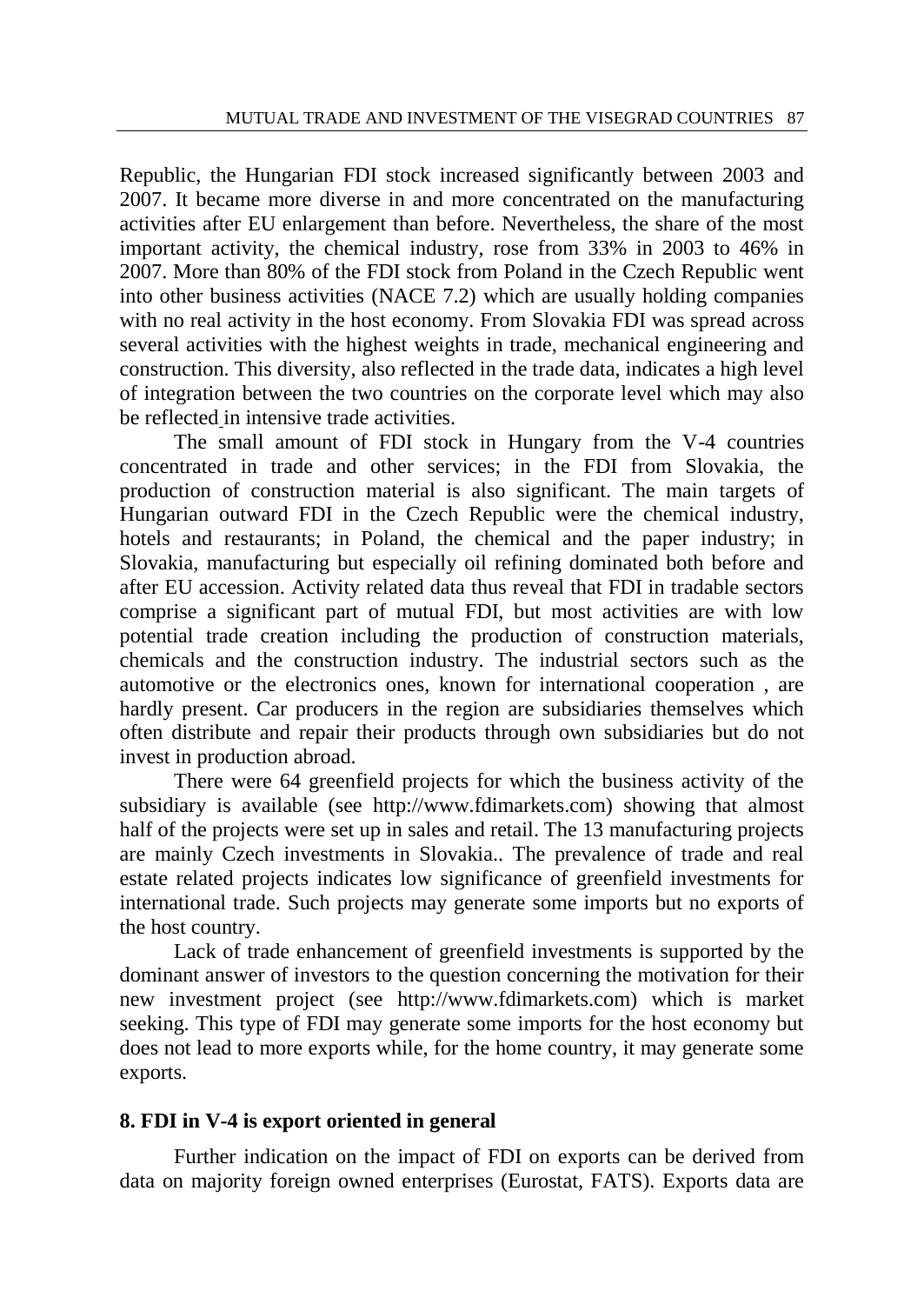Republic, the Hungarian FDI stock increased significantly between 2003 and 2007. It became more diverse in and more concentrated on the manufacturing activities after EU enlargement than before. Nevertheless, the share of the most important activity, the chemical industry, rose from 33% in 2003 to 46% in 2007. More than 80% of the FDI stock from Poland in the Czech Republic went into other business activities (NACE 7.2) which are usually holding companies with no real activity in the host economy. From Slovakia FDI was spread across several activities with the highest weights in trade, mechanical engineering and construction. This diversity, also reflected in the trade data, indicates a high level of integration between the two countries on the corporate level which may also be reflected in intensive trade activities.

The small amount of FDI stock in Hungary from the V-4 countries concentrated in trade and other services; in the FDI from Slovakia, the production of construction material is also significant. The main targets of Hungarian outward FDI in the Czech Republic were the chemical industry, hotels and restaurants; in Poland, the chemical and the paper industry; in Slovakia, manufacturing but especially oil refining dominated both before and after EU accession. Activity related data thus reveal that FDI in tradable sectors comprise a significant part of mutual FDI, but most activities are with low potential trade creation including the production of construction materials, chemicals and the construction industry. The industrial sectors such as the automotive or the electronics ones, known for international cooperation , are hardly present. Car producers in the region are subsidiaries themselves which often distribute and repair their products through own subsidiaries but do not invest in production abroad.

There were 64 greenfield projects for which the business activity of the subsidiary is available (see http://www.fdimarkets.com) showing that almost half of the projects were set up in sales and retail. The 13 manufacturing projects are mainly Czech investments in Slovakia.. The prevalence of trade and real estate related projects indicates low significance of greenfield investments for international trade. Such projects may generate some imports but no exports of the host country.

Lack of trade enhancement of greenfield investments is supported by the dominant answer of investors to the question concerning the motivation for their new investment project (see http://www.fdimarkets.com) which is market seeking. This type of FDI may generate some imports for the host economy but does not lead to more exports while, for the home country, it may generate some exports.

## 8. FDI in V-4 is export oriented in general

Further indication on the impact of FDI on exports can be derived from data on majority foreign owned enterprises (Eurostat, FATS). Exports data are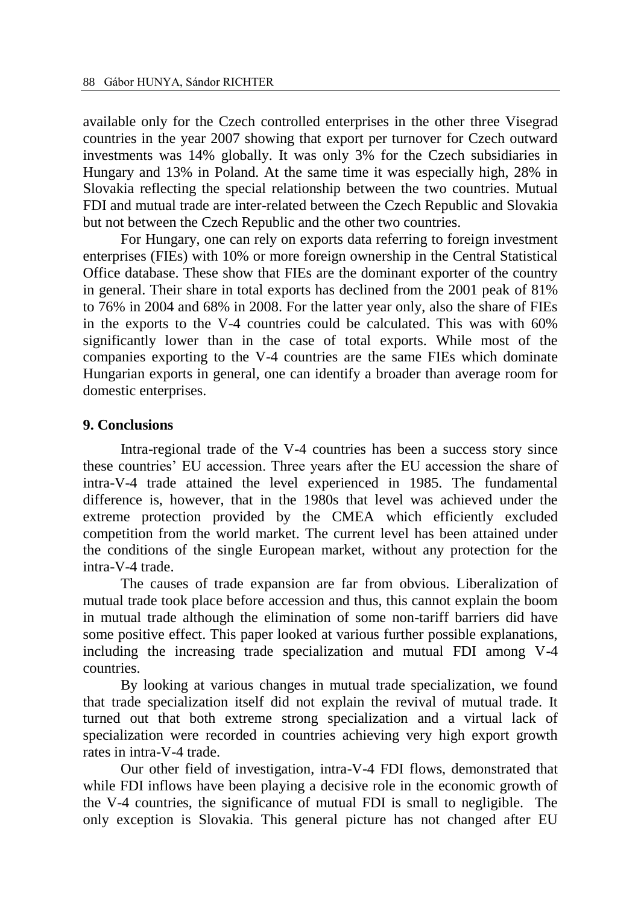available only for the Czech controlled enterprises in the other three Visegrad countries in the year 2007 showing that export per turnover for Czech outward investments was 14% globally. It was only 3% for the Czech subsidiaries in Hungary and 13% in Poland. At the same time it was especially high, 28% in Slovakia reflecting the special relationship between the two countries. Mutual FDI and mutual trade are inter-related between the Czech Republic and Slovakia but not between the Czech Republic and the other two countries.

For Hungary, one can rely on exports data referring to foreign investment enterprises (FIEs) with 10% or more foreign ownership in the Central Statistical Office database. These show that FIEs are the dominant exporter of the country in general. Their share in total exports has declined from the 2001 peak of 81% to 76% in 2004 and 68% in 2008. For the latter year only, also the share of FIEs in the exports to the V-4 countries could be calculated. This was with 60% significantly lower than in the case of total exports. While most of the companies exporting to the V-4 countries are the same FIEs which dominate Hungarian exports in general, one can identify a broader than average room for domestic enterprises.

## 9. Conclusions

Intra-regional trade of the V-4 countries has been a success story since these countries' EU accession. Three years after the EU accession the share of intra-V-4 trade attained the level experienced in 1985. The fundamental difference is, however, that in the 1980s that level was achieved under the extreme protection provided by the CMEA which efficiently excluded competition from the world market. The current level has been attained under the conditions of the single European market, without any protection for the intra-V-4 trade.

The causes of trade expansion are far from obvious. Liberalization of mutual trade took place before accession and thus, this cannot explain the boom in mutual trade although the elimination of some non-tariff barriers did have some positive effect. This paper looked at various further possible explanations, including the increasing trade specialization and mutual FDI among V-4 countries.

By looking at various changes in mutual trade specialization, we found that trade specialization itself did not explain the revival of mutual trade. It turned out that both extreme strong specialization and a virtual lack of specialization were recorded in countries achieving very high export growth rates in intra-V-4 trade.

Our other field of investigation, intra-V-4 FDI flows, demonstrated that while FDI inflows have been playing a decisive role in the economic growth of the V-4 countries, the significance of mutual FDI is small to negligible. The only exception is Slovakia. This general picture has not changed after EU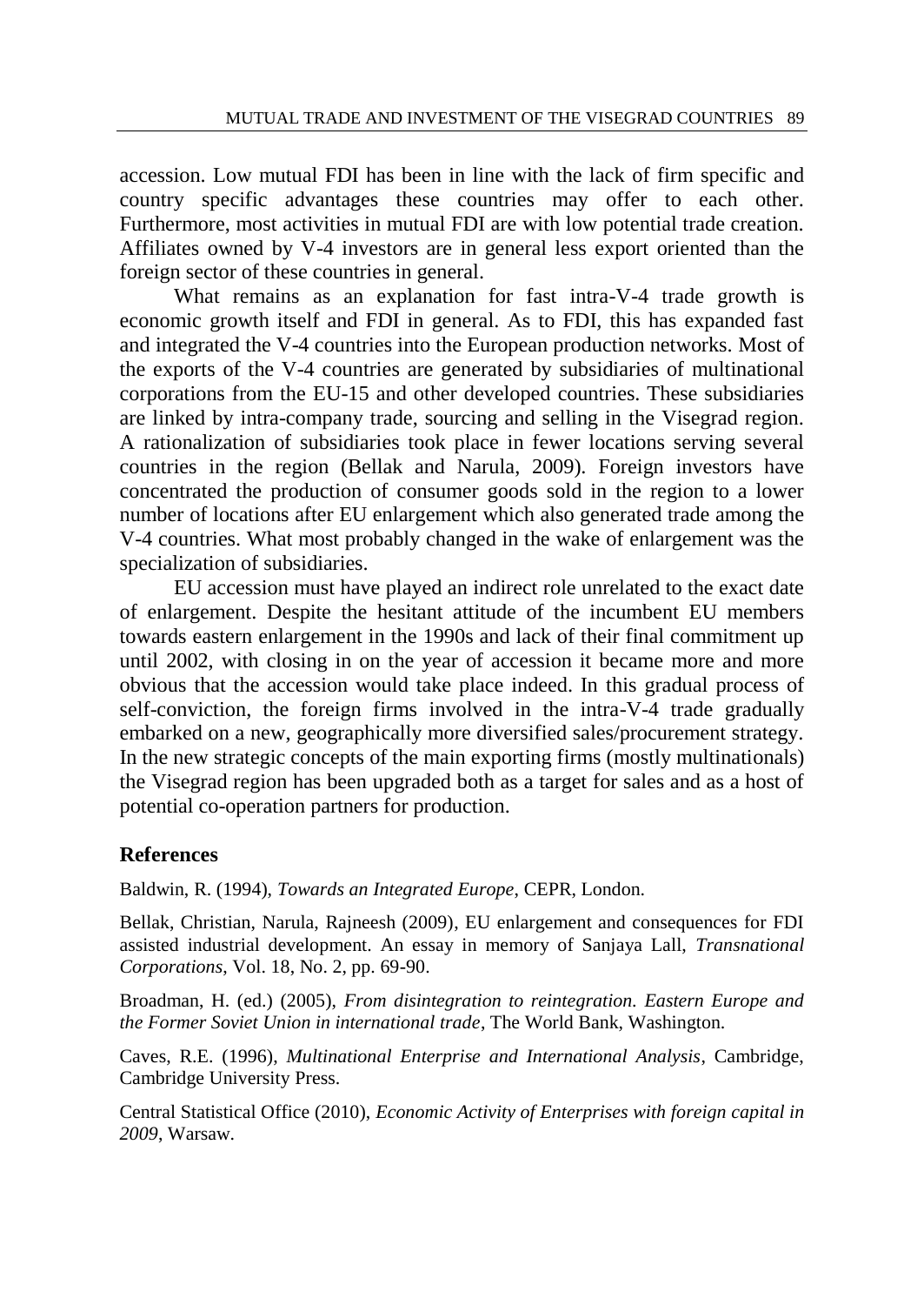accession. Low mutual FDI has been in line with the lack of firm specific and country specific advantages these countries may offer to each other. Furthermore, most activities in mutual FDI are with low potential trade creation. Affiliates owned by V-4 investors are in general less export oriented than the foreign sector of these countries in general.

What remains as an explanation for fast intra-V-4 trade growth is economic growth itself and FDI in general. As to FDI, this has expanded fast and integrated the V-4 countries into the European production networks. Most of the exports of the V-4 countries are generated by subsidiaries of multinational corporations from the EU-15 and other developed countries. These subsidiaries are linked by intra-company trade, sourcing and selling in the Visegrad region. A rationalization of subsidiaries took place in fewer locations serving several countries in the region (Bellak and Narula, 2009). Foreign investors have concentrated the production of consumer goods sold in the region to a lower number of locations after EU enlargement which also generated trade among the V-4 countries. What most probably changed in the wake of enlargement was the specialization of subsidiaries.

EU accession must have played an indirect role unrelated to the exact date of enlargement. Despite the hesitant attitude of the incumbent EU members towards eastern enlargement in the 1990s and lack of their final commitment up until 2002, with closing in on the year of accession it became more and more obvious that the accession would take place indeed. In this gradual process of self-conviction, the foreign firms involved in the intra-V-4 trade gradually embarked on a new, geographically more diversified sales/procurement strategy. In the new strategic concepts of the main exporting firms (mostly multinationals) the Visegrad region has been upgraded both as a target for sales and as a host of potential co-operation partners for production.

## References

Baldwin, R. (1994), *Towards an Integrated Europe*, CEPR, London.

Bellak, Christian, Narula, Rajneesh (2009), EU enlargement and consequences for FDI assisted industrial development. An essay in memory of Sanjaya Lall, *Transnational Corporations*, Vol. 18, No. 2, pp. 69-90.

Broadman, H. (ed.) (2005), *From disintegration to reintegration. Eastern Europe and the Former Soviet Union in international trade*, The World Bank, Washington.

Caves, R.E. (1996), *Multinational Enterprise and International Analysis*, Cambridge, Cambridge University Press.

Central Statistical Office (2010), *Economic Activity of Enterprises with foreign capital in 2009*, Warsaw.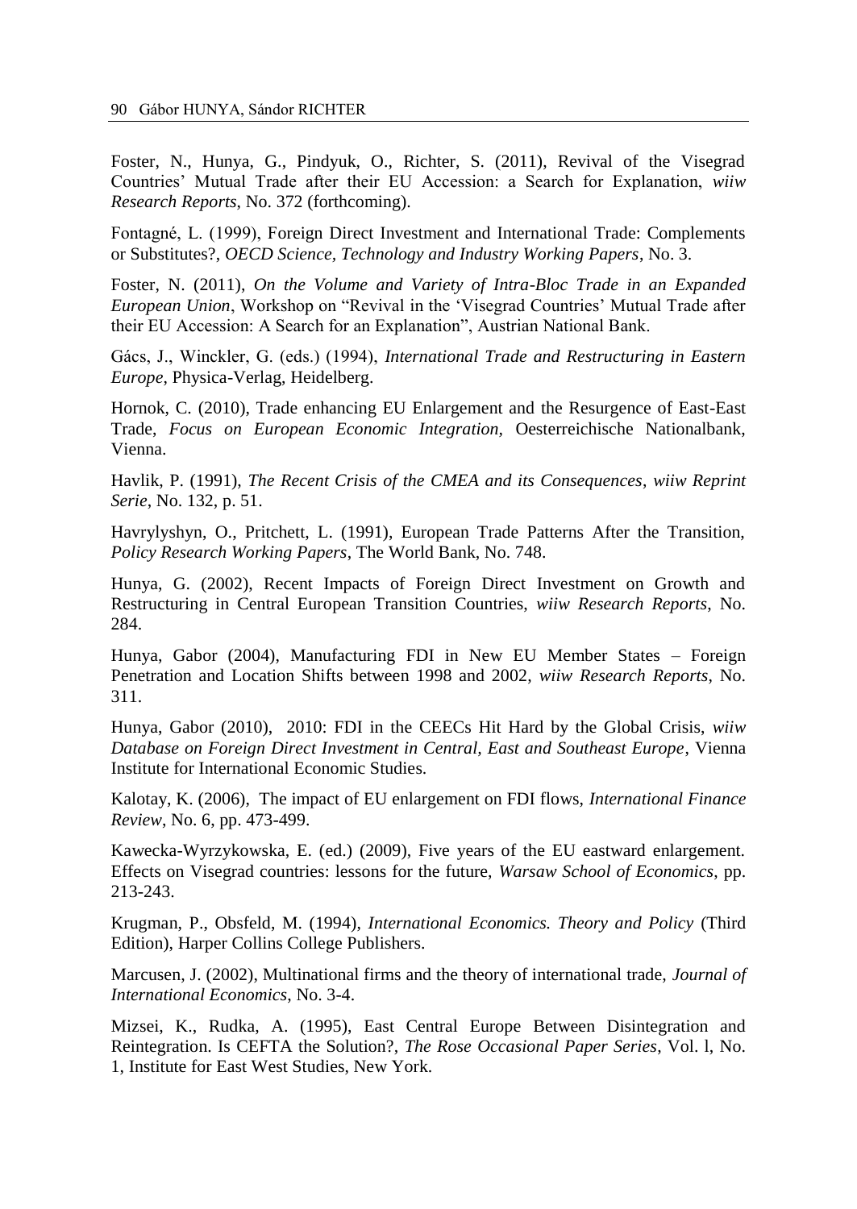Foster, N., Hunya, G., Pindyuk, O., Richter, S. (2011), Revival of the Visegrad Countries' Mutual Trade after their EU Accession: a Search for Explanation, *wiiw Research Reports*, No. 372 (forthcoming).

Fontagné, L. (1999), Foreign Direct Investment and International Trade: Complements or Substitutes?, *OECD Science, Technology and Industry Working Papers*, No. 3.

Foster, N. (2011), *On the Volume and Variety of Intra-Bloc Trade in an Expanded European Union*, Workshop on "Revival in the 'Visegrad Countries' Mutual Trade after their EU Accession: A Search for an Explanation", Austrian National Bank.

Gács, J., Winckler, G. (eds.) (1994), *International Trade and Restructuring in Eastern Europe*, Physica-Verlag, Heidelberg.

Hornok, C. (2010), Trade enhancing EU Enlargement and the Resurgence of East-East Trade, *Focus on European Economic Integration*, Oesterreichische Nationalbank, Vienna.

Havlik, P. (1991), *The Recent Crisis of the CMEA and its Consequences*, *wiiw Reprint Serie*, No. 132, p. 51.

Havrylyshyn, O., Pritchett, L. (1991), European Trade Patterns After the Transition, *Policy Research Working Papers*, The World Bank, No. 748.

Hunya, G. (2002), Recent Impacts of Foreign Direct Investment on Growth and Restructuring in Central European Transition Countries, *wiiw Research Reports*, No. 284.

Hunya, Gabor (2004), Manufacturing FDI in New EU Member States – Foreign Penetration and Location Shifts between 1998 and 2002, *wiiw Research Reports*, No. 311.

Hunya, Gabor (2010), 2010: FDI in the CEECs Hit Hard by the Global Crisis, *wiiw Database on Foreign Direct Investment in Central, East and Southeast Europe*, Vienna Institute for International Economic Studies.

Kalotay, K. (2006), The impact of EU enlargement on FDI flows, *International Finance Review*, No. 6, pp. 473-499.

Kawecka-Wyrzykowska, E. (ed.) (2009), Five years of the EU eastward enlargement. Effects on Visegrad countries: lessons for the future, *Warsaw School of Economics*, pp. 213-243.

Krugman, P., Obsfeld, M. (1994), *International Economics. Theory and Policy* (Third Edition), Harper Collins College Publishers.

Marcusen, J. (2002), Multinational firms and the theory of international trade, *Journal of International Economics*, No. 3-4.

Mizsei, K., Rudka, A. (1995), East Central Europe Between Disintegration and Reintegration. Is CEFTA the Solution?, *The Rose Occasional Paper Series*, Vol. l, No. 1, Institute for East West Studies, New York.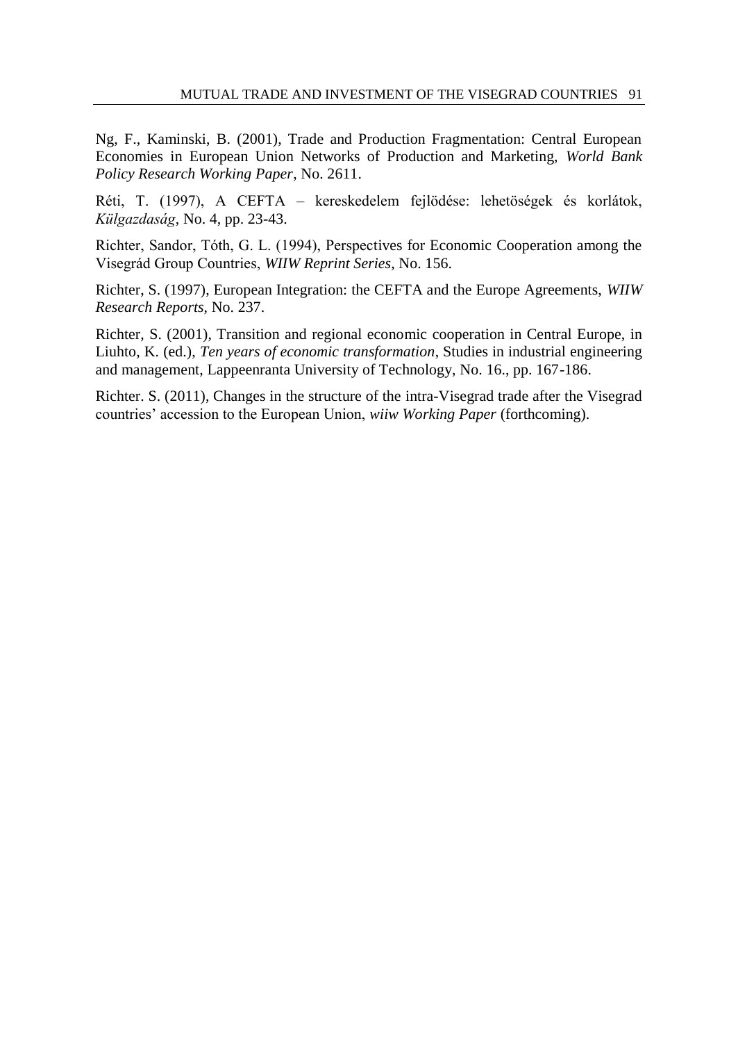Ng, F., Kaminski, B. (2001), Trade and Production Fragmentation: Central European Economies in European Union Networks of Production and Marketing, *World Bank Policy Research Working Paper*, No. 2611.

Réti, T. (1997), A CEFTA – kereskedelem fejlödése: lehetöségek és korlátok, *Külgazdaság*, No. 4, pp. 23-43.

Richter, Sandor, Tóth, G. L. (1994), Perspectives for Economic Cooperation among the Visegrád Group Countries, *WIIW Reprint Series*, No. 156.

Richter, S. (1997), European Integration: the CEFTA and the Europe Agreements, *WIIW Research Reports*, No. 237.

Richter, S. (2001), Transition and regional economic cooperation in Central Europe, in Liuhto, K. (ed.), *Ten years of economic transformation*, Studies in industrial engineering and management, Lappeenranta University of Technology, No. 16., pp. 167-186.

Richter. S. (2011), Changes in the structure of the intra-Visegrad trade after the Visegrad countries' accession to the European Union, *wiiw Working Paper* (forthcoming).